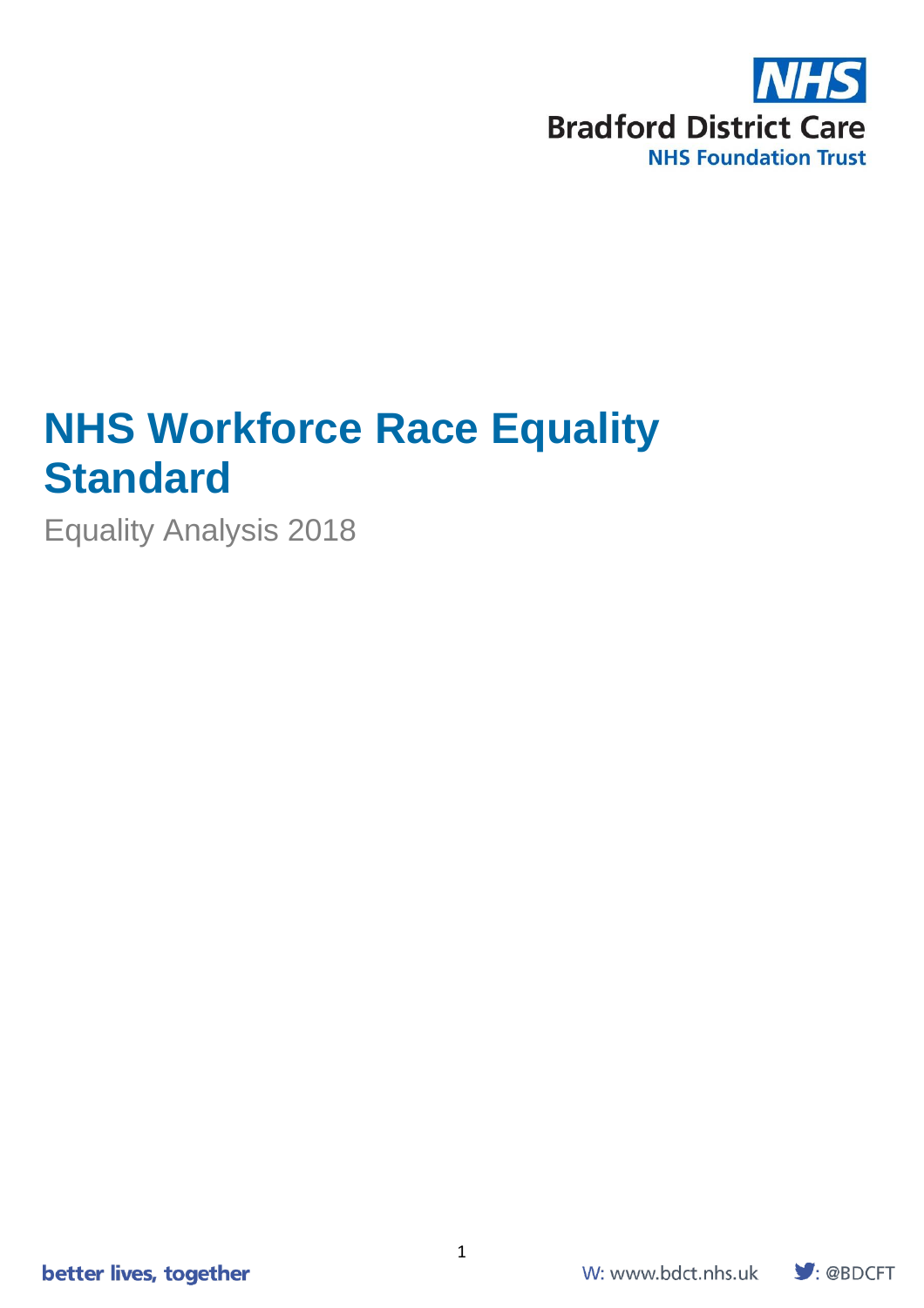NHS

Bradford District Care

NHS Foundation Trust

# NHS Workforce Race Equality Standard

Equality Analysis 2018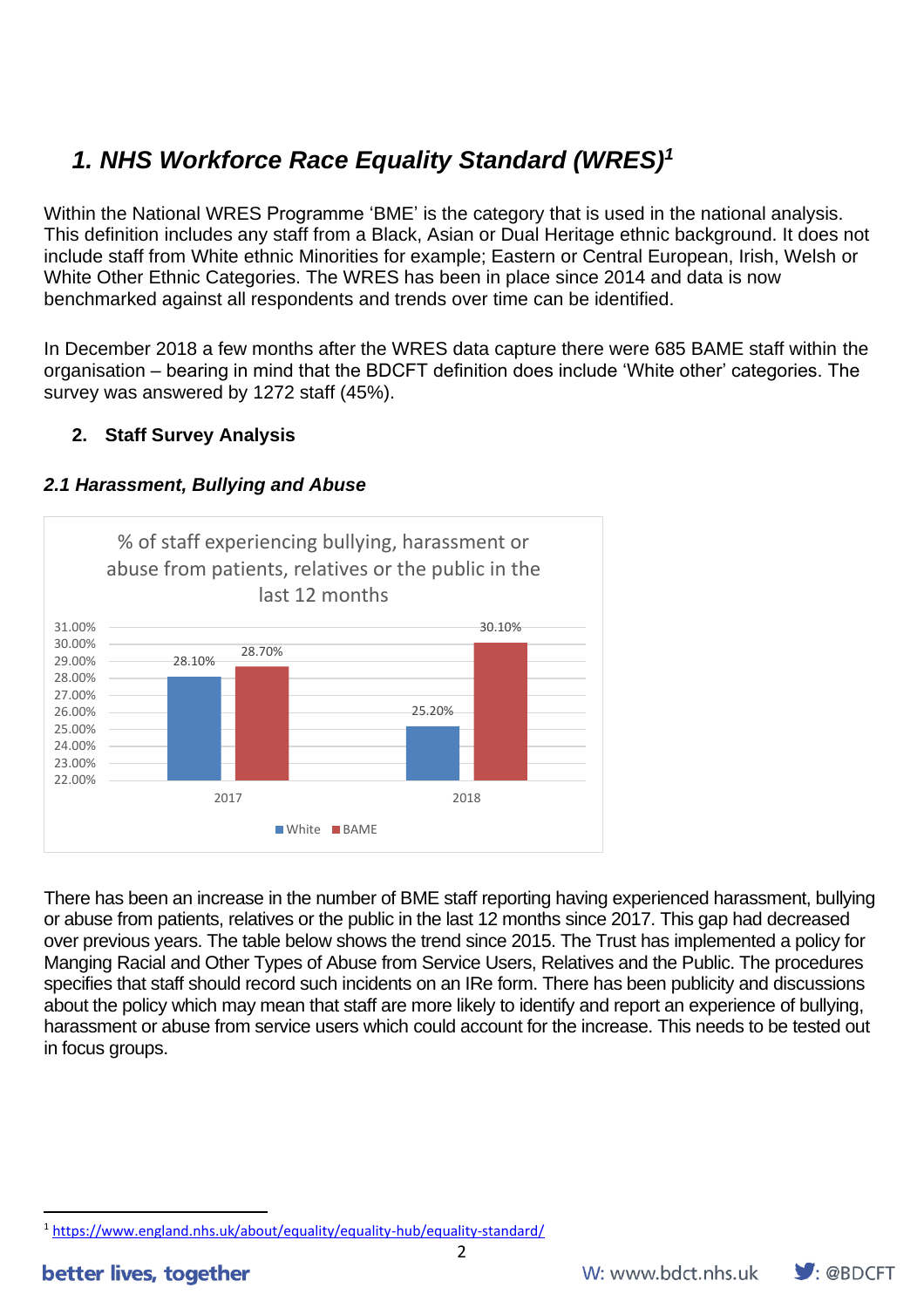# 1. NHS Workforce Race Equality Standard (WRES)[1]

Within the National WRES Programme 'BME' is the category that is used in the national analysis. This definition includes any staff from a Black, Asian or Dual Heritage ethnic background. It does not include staff from White ethnic Minorities for example; Eastern or Central European, Irish, Welsh or White Other Ethnic Categories. The WRES has been in place since 2014 and data is now benchmarked against all respondents and trends over time can be identified.

In December 2018 a few months after the WRES data capture there were 685 BAME staff within the organisation – bearing in mind that the BDCFT definition does include 'White other' categories. The survey was answered by 1272 staff (45%).

## 2. Staff Survey Analysis

### *2.1 Harassment, Bullying and Abuse*

% of staff experiencing bullying, harassment or abuse from patients, relatives or the public in the last 12 months

| | White | BAME |
|---|---|---|
| 2017 | 28.10% | 28.70% |
| 2018 | 25.20% | 30.10% |

There has been an increase in the number of BME staff reporting having experienced harassment, bullying or abuse from patients, relatives or the public in the last 12 months since 2017. This gap had decreased over previous years. The table below shows the trend since 2015. The Trust has implemented a policy for Manging Racial and Other Types of Abuse from Service Users, Relatives and the Public. The procedures specifies that staff should record such incidents on an IRe form. There has been publicity and discussions about the policy which may mean that staff are more likely to identify and report an experience of bullying, harassment or abuse from service users which could account for the increase. This needs to be tested out in focus groups.

[1] https://www.england.nhs.uk/about/equality/equality-hub/equality-standard/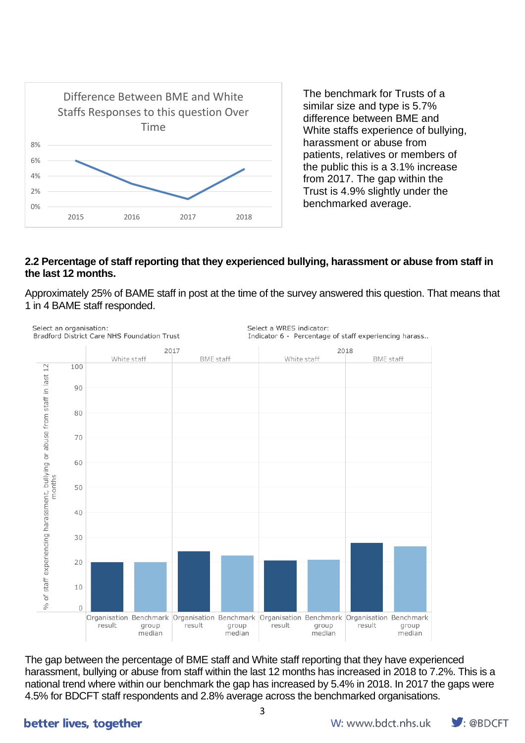The benchmark for Trusts of a similar size and type is 5.7% difference between BME and White staffs experience of bullying, harassment or abuse from patients, relatives or members of the public this is a 3.1% increase from 2017. The gap within the Trust is 4.9% slightly under the benchmarked average.

**2.2 Percentage of staff reporting that they experienced bullying, harassment or abuse from staff in the last 12 months.**

Approximately 25% of BAME staff in post at the time of the survey answered this question. That means that 1 in 4 BAME staff responded.

The gap between the percentage of BME staff and White staff reporting that they have experienced harassment, bullying or abuse from staff within the last 12 months has increased in 2018 to 7.2%. This is a national trend where within our benchmark the gap has increased by 5.4% in 2018. In 2017 the gaps were 4.5% for BDCFT staff respondents and 2.8% average across the benchmarked organisations.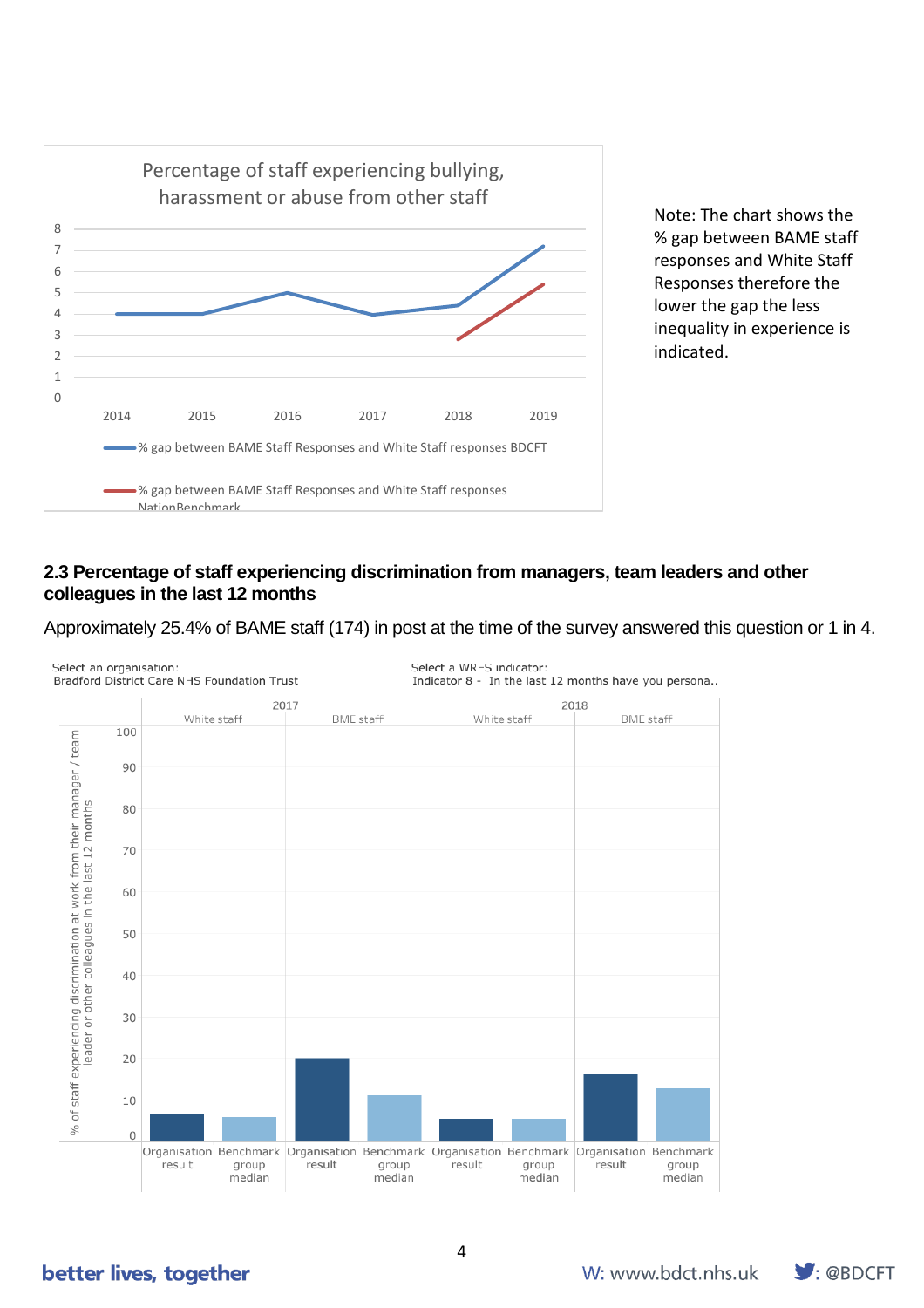**Percentage of staff experiencing bullying, harassment or abuse from other staff**

Note: The chart shows the % gap between BAME staff responses and White Staff Responses therefore the lower the gap the less inequality in experience is indicated.

- % gap between BAME Staff Responses and White Staff responses BDCFT
- % gap between BAME Staff Responses and White Staff responses NationBenchmark

## 2.3 Percentage of staff experiencing discrimination from managers, team leaders and other colleagues in the last 12 months

Approximately 25.4% of BAME staff (174) in post at the time of the survey answered this question or 1 in 4.

Select an organisation:
Bradford District Care NHS Foundation Trust

Select a WRES indicator:
Indicator 8 - In the last 12 months have you persona..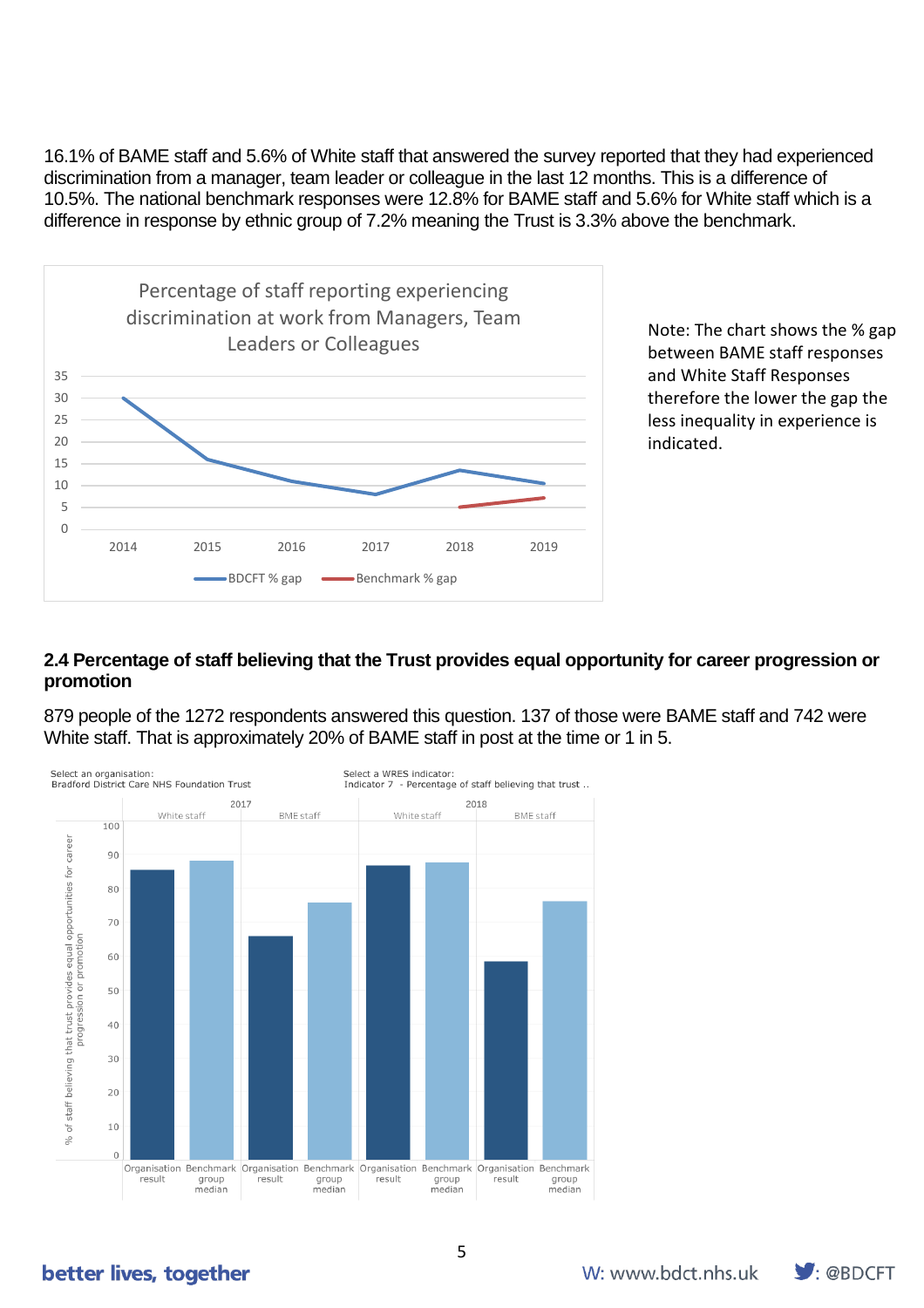16.1% of BAME staff and 5.6% of White staff that answered the survey reported that they had experienced discrimination from a manager, team leader or colleague in the last 12 months. This is a difference of 10.5%. The national benchmark responses were 12.8% for BAME staff and 5.6% for White staff which is a difference in response by ethnic group of 7.2% meaning the Trust is 3.3% above the benchmark.

Note: The chart shows the % gap between BAME staff responses and White Staff Responses therefore the lower the gap the less inequality in experience is indicated.

## 2.4 Percentage of staff believing that the Trust provides equal opportunity for career progression or promotion

879 people of the 1272 respondents answered this question. 137 of those were BAME staff and 742 were White staff. That is approximately 20% of BAME staff in post at the time or 1 in 5.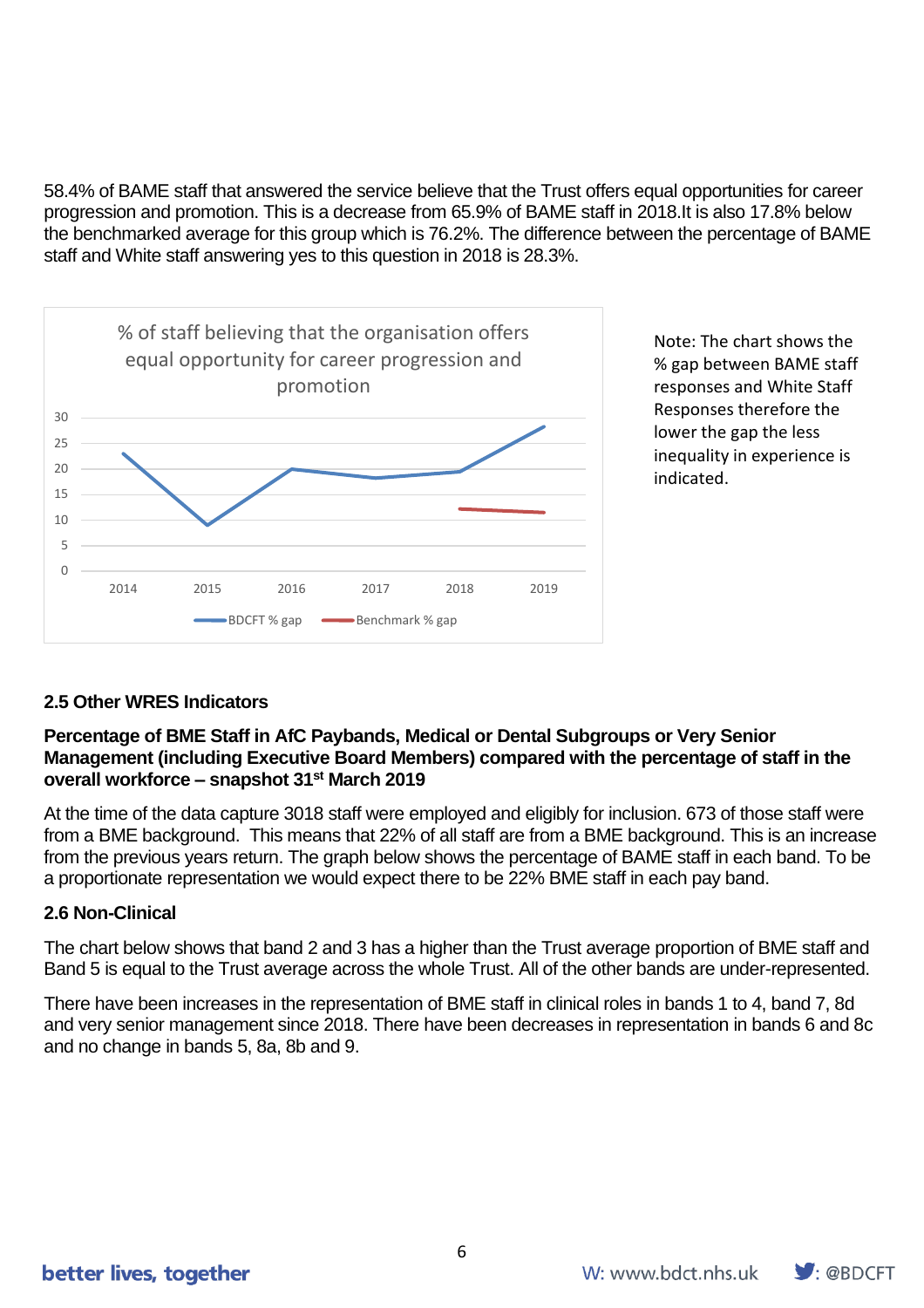58.4% of BAME staff that answered the service believe that the Trust offers equal opportunities for career progression and promotion. This is a decrease from 65.9% of BAME staff in 2018.It is also 17.8% below the benchmarked average for this group which is 76.2%. The difference between the percentage of BAME staff and White staff answering yes to this question in 2018 is 28.3%.

% of staff believing that the organisation offers equal opportunity for career progression and promotion

Note: The chart shows the % gap between BAME staff responses and White Staff Responses therefore the lower the gap the less inequality in experience is indicated.

## 2.5 Other WRES Indicators

**Percentage of BME Staff in AfC Paybands, Medical or Dental Subgroups or Very Senior Management (including Executive Board Members) compared with the percentage of staff in the overall workforce – snapshot 31st March 2019**

At the time of the data capture 3018 staff were employed and eligibly for inclusion. 673 of those staff were from a BME background. This means that 22% of all staff are from a BME background. This is an increase from the previous years return. The graph below shows the percentage of BAME staff in each band. To be a proportionate representation we would expect there to be 22% BME staff in each pay band.

## 2.6 Non-Clinical

The chart below shows that band 2 and 3 has a higher than the Trust average proportion of BME staff and Band 5 is equal to the Trust average across the whole Trust. All of the other bands are under-represented.

There have been increases in the representation of BME staff in clinical roles in bands 1 to 4, band 7, 8d and very senior management since 2018. There have been decreases in representation in bands 6 and 8c and no change in bands 5, 8a, 8b and 9.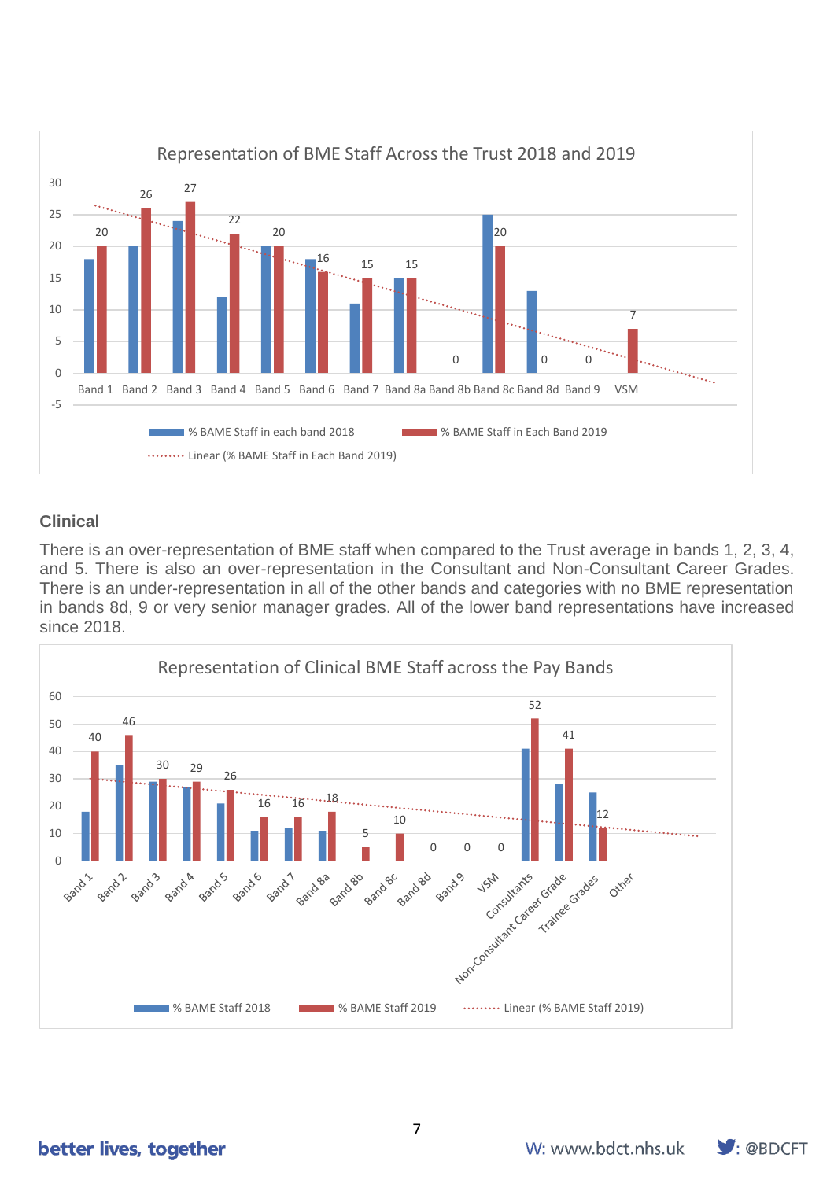Representation of BME Staff Across the Trust 2018 and 2019

| Band | % BAME Staff in each band 2018 | % BAME Staff in Each Band 2019 |
|---|---|---|
| Band 1 | 18 | 20 |
| Band 2 | 20 | 26 |
| Band 3 | 24 | 27 |
| Band 4 | 12 | 22 |
| Band 5 | 20 | 20 |
| Band 6 | 18 | 16 |
| Band 7 | 11 | 15 |
| Band 8a | 15 | 15 |
| Band 8b | | 0 |
| Band 8c | 25 | 20 |
| Band 8d | 13 | 0 |
| Band 9 | | 0 |
| VSM | | 7 |

## Clinical

There is an over-representation of BME staff when compared to the Trust average in bands 1, 2, 3, 4, and 5. There is also an over-representation in the Consultant and Non-Consultant Career Grades. There is an under-representation in all of the other bands and categories with no BME representation in bands 8d, 9 or very senior manager grades. All of the lower band representations have increased since 2018.

Representation of Clinical BME Staff across the Pay Bands

| Band | % BAME Staff 2018 | % BAME Staff 2019 |
|---|---|---|
| Band 1 | 18 | 40 |
| Band 2 | 35 | 46 |
| Band 3 | 29 | 30 |
| Band 4 | 27 | 29 |
| Band 5 | 21 | 26 |
| Band 6 | 11 | 16 |
| Band 7 | 12 | 16 |
| Band 8a | 11 | 18 |
| Band 8b | | 5 |
| Band 8c | | 10 |
| Band 8d | | 0 |
| Band 9 | | 0 |
| VSM | | 0 |
| Consultants | 41 | 52 |
| Non-Consultant Career Grade | 28 | 41 |
| Trainee Grades | 25 | 12 |
| Other | | |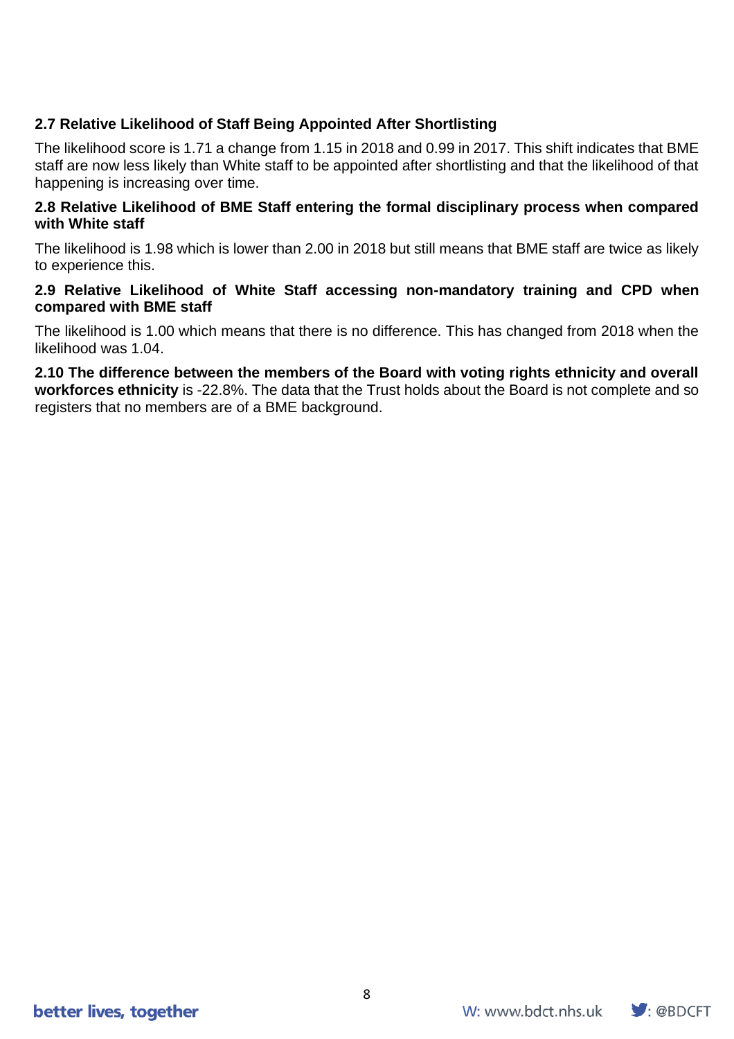### 2.7 Relative Likelihood of Staff Being Appointed After Shortlisting

The likelihood score is 1.71 a change from 1.15 in 2018 and 0.99 in 2017. This shift indicates that BME staff are now less likely than White staff to be appointed after shortlisting and that the likelihood of that happening is increasing over time.

### 2.8 Relative Likelihood of BME Staff entering the formal disciplinary process when compared with White staff

The likelihood is 1.98 which is lower than 2.00 in 2018 but still means that BME staff are twice as likely to experience this.

### 2.9 Relative Likelihood of White Staff accessing non-mandatory training and CPD when compared with BME staff

The likelihood is 1.00 which means that there is no difference. This has changed from 2018 when the likelihood was 1.04.

**2.10 The difference between the members of the Board with voting rights ethnicity and overall workforces ethnicity** is -22.8%. The data that the Trust holds about the Board is not complete and so registers that no members are of a BME background.